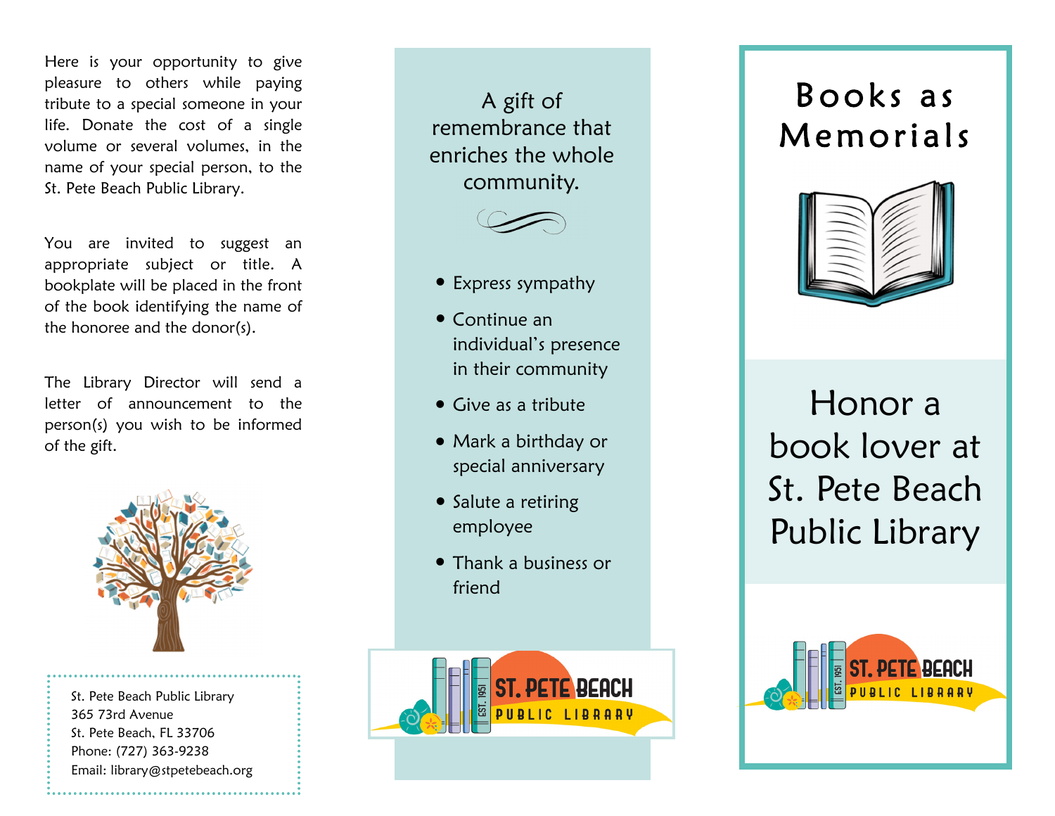Here is your opportunity to give pleasure to others while paying tribute to a special someone in your life. Donate the cost of a single volume or several volumes, in the name of your special person, to the St. Pete Beach Public Library.

You are invited to suggest an appropriate subject or title. A bookplate will be placed in the front of the book identifying the name of the honoree and the donor(s).

The Library Director will send a letter of announcement to the person(s) you wish to be informed of the gift.

St. Pete Beach Public Library
365 73rd Avenue
St. Pete Beach, FL 33706
Phone: (727) 363-9238
Email: library@stpetebeach.org

A gift of remembrance that enriches the whole community.

- Express sympathy
- Continue an individual's presence in their community
- Give as a tribute
- Mark a birthday or special anniversary
- Salute a retiring employee
- Thank a business or friend

ST. PETE BEACH PUBLIC LIBRARY
EST. 1951

# Books as Memorials

## Honor a book lover at St. Pete Beach Public Library

ST. PETE BEACH PUBLIC LIBRARY
EST. 1951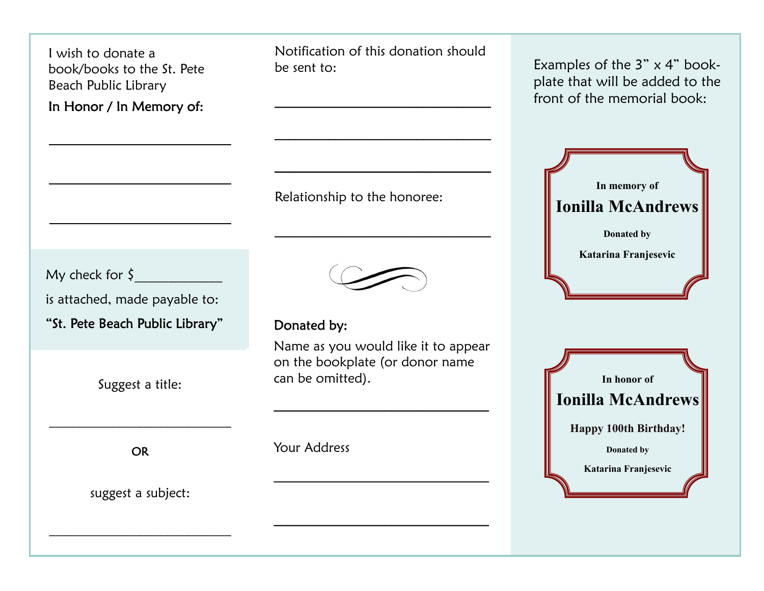I wish to donate a book/books to the St. Pete Beach Public Library

In Honor / In Memory of:

\_\_\_\_\_\_\_\_\_\_\_\_\_\_\_\_\_\_\_\_\_\_\_\_\_\_\_\_

\_\_\_\_\_\_\_\_\_\_\_\_\_\_\_\_\_\_\_\_\_\_\_\_\_\_\_\_

\_\_\_\_\_\_\_\_\_\_\_\_\_\_\_\_\_\_\_\_\_\_\_\_\_\_\_\_

My check for $\_\_\_\_\_\_\_\_\_\_\_\_\_

is attached, made payable to:

“St. Pete Beach Public Library”

Suggest a title:

\_\_\_\_\_\_\_\_\_\_\_\_\_\_\_\_\_\_\_\_\_\_\_\_\_\_\_\_

OR

suggest a subject:

\_\_\_\_\_\_\_\_\_\_\_\_\_\_\_\_\_\_\_\_\_\_\_\_\_\_\_\_

Notification of this donation should be sent to:

\_\_\_\_\_\_\_\_\_\_\_\_\_\_\_\_\_\_\_\_\_\_\_\_\_\_\_\_

\_\_\_\_\_\_\_\_\_\_\_\_\_\_\_\_\_\_\_\_\_\_\_\_\_\_\_\_

\_\_\_\_\_\_\_\_\_\_\_\_\_\_\_\_\_\_\_\_\_\_\_\_\_\_\_\_

Relationship to the honoree:

\_\_\_\_\_\_\_\_\_\_\_\_\_\_\_\_\_\_\_\_\_\_\_\_\_\_\_\_

Donated by:

Name as you would like it to appear on the bookplate (or donor name can be omitted).

\_\_\_\_\_\_\_\_\_\_\_\_\_\_\_\_\_\_\_\_\_\_\_\_\_\_\_\_

Your Address

\_\_\_\_\_\_\_\_\_\_\_\_\_\_\_\_\_\_\_\_\_\_\_\_\_\_\_\_

\_\_\_\_\_\_\_\_\_\_\_\_\_\_\_\_\_\_\_\_\_\_\_\_\_\_\_\_

Examples of the 3” x 4” book-plate that will be added to the front of the memorial book:

**In memory of**

**Ionilla McAndrews**

**Donated by**

**Katarina Franjesevic**

**In honor of**

**Ionilla McAndrews**

**Happy 100th Birthday!**

**Donated by**

**Katarina Franjesevic**